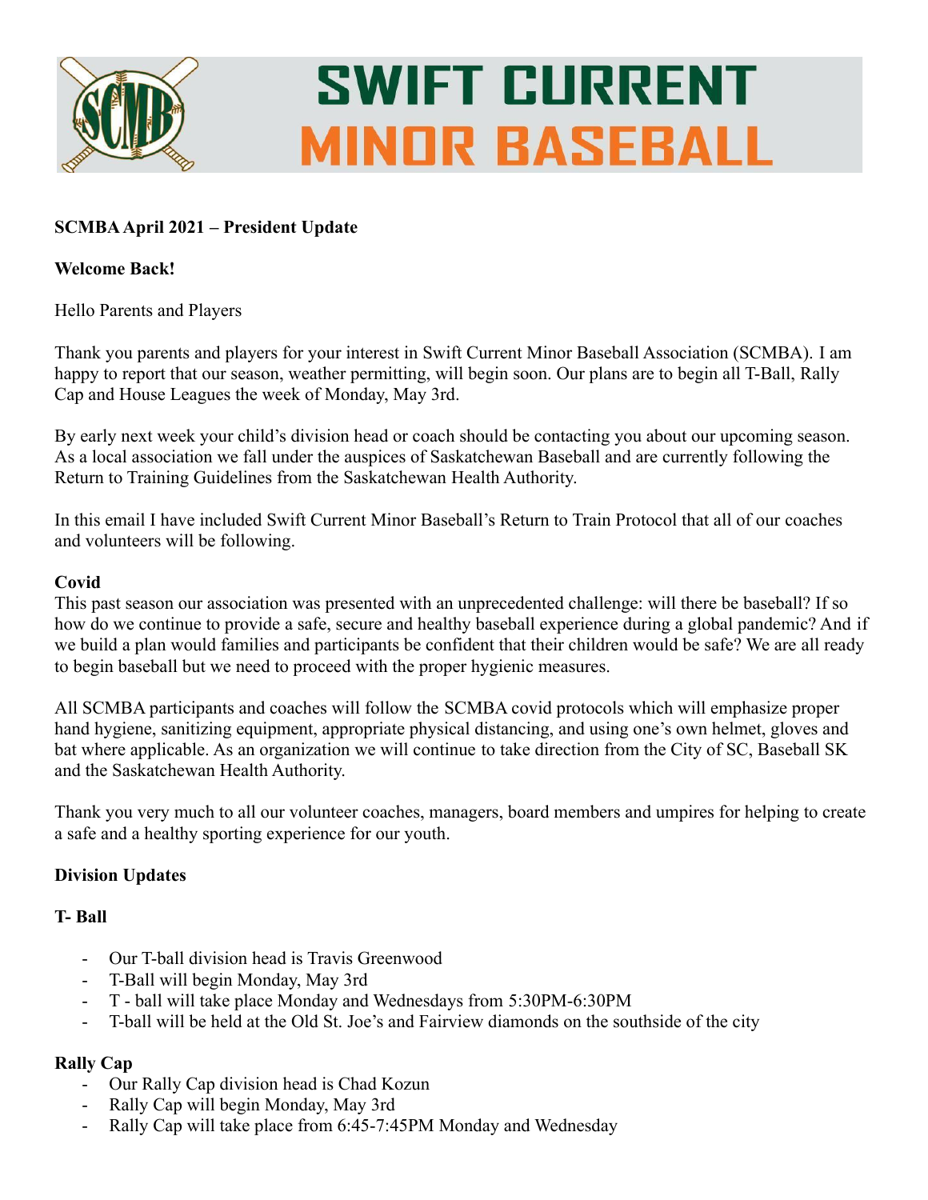# SWIFT CURRENT MINOR BASEBALL

**SCMBA April 2021 – President Update**

**Welcome Back!**

Hello Parents and Players

Thank you parents and players for your interest in Swift Current Minor Baseball Association (SCMBA). I am happy to report that our season, weather permitting, will begin soon. Our plans are to begin all T-Ball, Rally Cap and House Leagues the week of Monday, May 3rd.

By early next week your child's division head or coach should be contacting you about our upcoming season. As a local association we fall under the auspices of Saskatchewan Baseball and are currently following the Return to Training Guidelines from the Saskatchewan Health Authority.

In this email I have included Swift Current Minor Baseball's Return to Train Protocol that all of our coaches and volunteers will be following.

**Covid**

This past season our association was presented with an unprecedented challenge: will there be baseball? If so how do we continue to provide a safe, secure and healthy baseball experience during a global pandemic? And if we build a plan would families and participants be confident that their children would be safe? We are all ready to begin baseball but we need to proceed with the proper hygienic measures.

All SCMBA participants and coaches will follow the SCMBA covid protocols which will emphasize proper hand hygiene, sanitizing equipment, appropriate physical distancing, and using one's own helmet, gloves and bat where applicable. As an organization we will continue to take direction from the City of SC, Baseball SK and the Saskatchewan Health Authority.

Thank you very much to all our volunteer coaches, managers, board members and umpires for helping to create a safe and a healthy sporting experience for our youth.

**Division Updates**

**T- Ball**

- Our T-ball division head is Travis Greenwood
- T-Ball will begin Monday, May 3rd
- T - ball will take place Monday and Wednesdays from 5:30PM-6:30PM
- T-ball will be held at the Old St. Joe's and Fairview diamonds on the southside of the city

**Rally Cap**

- Our Rally Cap division head is Chad Kozun
- Rally Cap will begin Monday, May 3rd
- Rally Cap will take place from 6:45-7:45PM Monday and Wednesday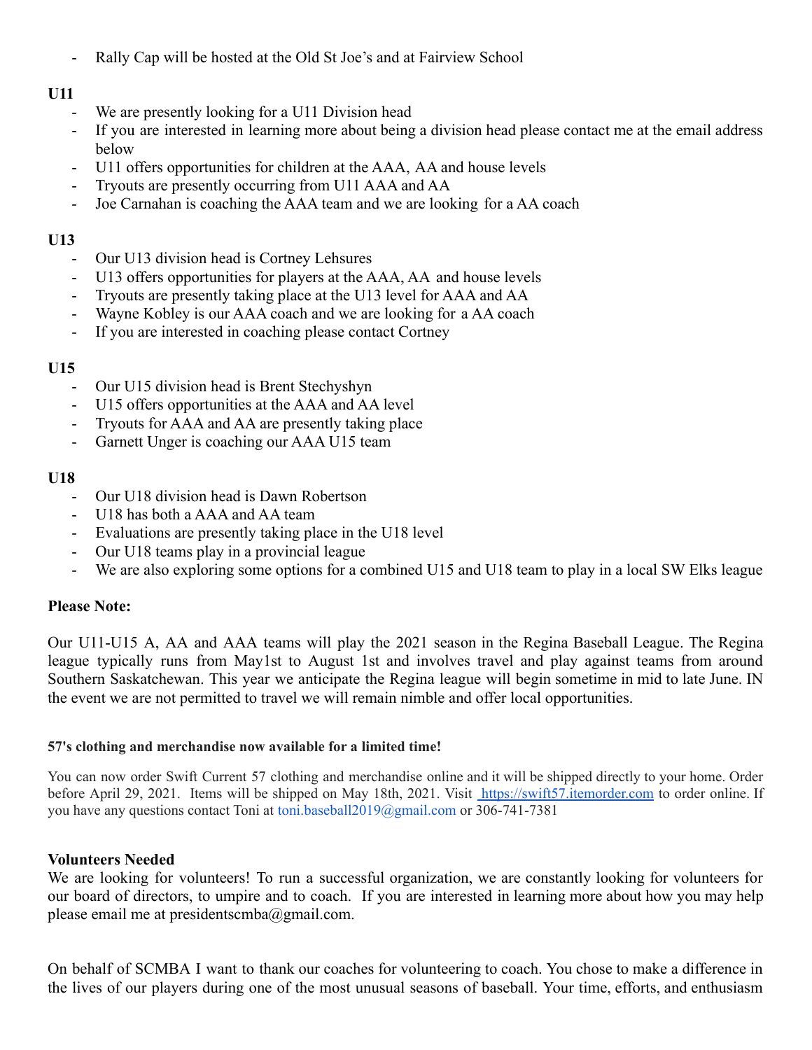- Rally Cap will be hosted at the Old St Joe's and at Fairview School

**U11**

- We are presently looking for a U11 Division head
- If you are interested in learning more about being a division head please contact me at the email address below
- U11 offers opportunities for children at the AAA, AA and house levels
- Tryouts are presently occurring from U11 AAA and AA
- Joe Carnahan is coaching the AAA team and we are looking for a AA coach

**U13**

- Our U13 division head is Cortney Lehsures
- U13 offers opportunities for players at the AAA, AA and house levels
- Tryouts are presently taking place at the U13 level for AAA and AA
- Wayne Kobley is our AAA coach and we are looking for a AA coach
- If you are interested in coaching please contact Cortney

**U15**

- Our U15 division head is Brent Stechyshyn
- U15 offers opportunities at the AAA and AA level
- Tryouts for AAA and AA are presently taking place
- Garnett Unger is coaching our AAA U15 team

**U18**

- Our U18 division head is Dawn Robertson
- U18 has both a AAA and AA team
- Evaluations are presently taking place in the U18 level
- Our U18 teams play in a provincial league
- We are also exploring some options for a combined U15 and U18 team to play in a local SW Elks league

**Please Note:**

Our U11-U15 A, AA and AAA teams will play the 2021 season in the Regina Baseball League. The Regina league typically runs from May1st to August 1st and involves travel and play against teams from around Southern Saskatchewan. This year we anticipate the Regina league will begin sometime in mid to late June. IN the event we are not permitted to travel we will remain nimble and offer local opportunities.

**57's clothing and merchandise now available for a limited time!**

You can now order Swift Current 57 clothing and merchandise online and it will be shipped directly to your home. Order before April 29, 2021. Items will be shipped on May 18th, 2021. Visit https://swift57.itemorder.com to order online. If you have any questions contact Toni at toni.baseball2019@gmail.com or 306-741-7381

**Volunteers Needed**

We are looking for volunteers! To run a successful organization, we are constantly looking for volunteers for our board of directors, to umpire and to coach. If you are interested in learning more about how you may help please email me at presidentscmba@gmail.com.

On behalf of SCMBA I want to thank our coaches for volunteering to coach. You chose to make a difference in the lives of our players during one of the most unusual seasons of baseball. Your time, efforts, and enthusiasm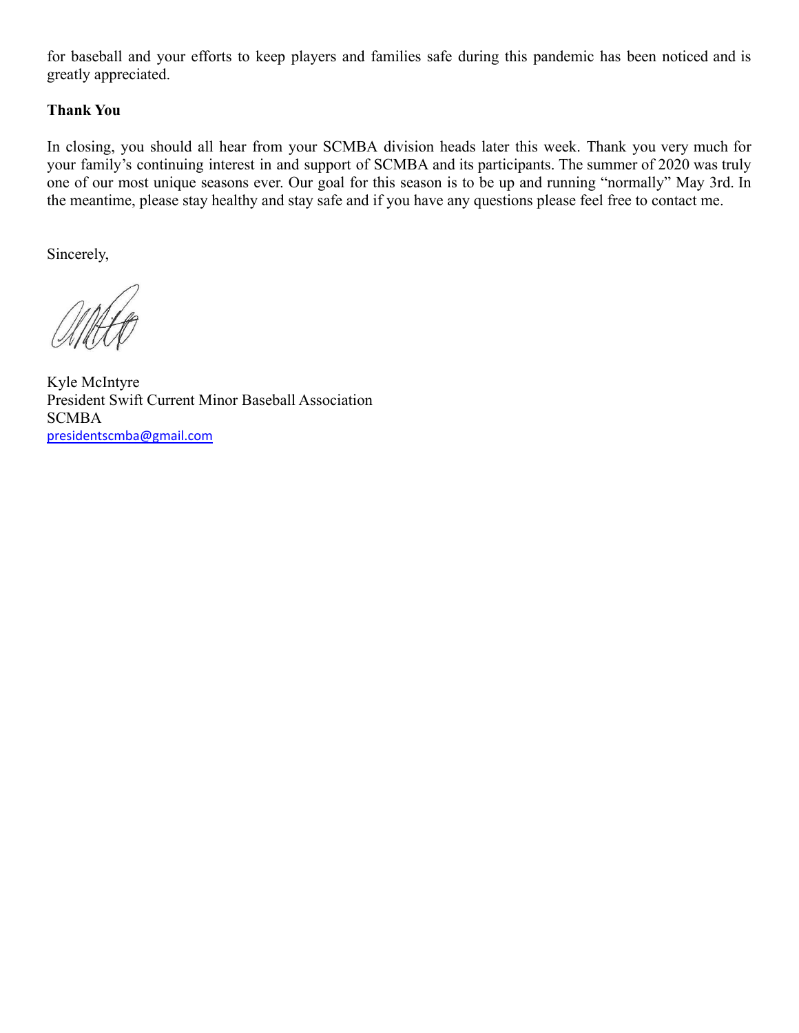for baseball and your efforts to keep players and families safe during this pandemic has been noticed and is greatly appreciated.

**Thank You**

In closing, you should all hear from your SCMBA division heads later this week. Thank you very much for your family's continuing interest in and support of SCMBA and its participants. The summer of 2020 was truly one of our most unique seasons ever. Our goal for this season is to be up and running "normally" May 3rd. In the meantime, please stay healthy and stay safe and if you have any questions please feel free to contact me.

Sincerely,

Kyle McIntyre
President Swift Current Minor Baseball Association
SCMBA
presidentscmba@gmail.com